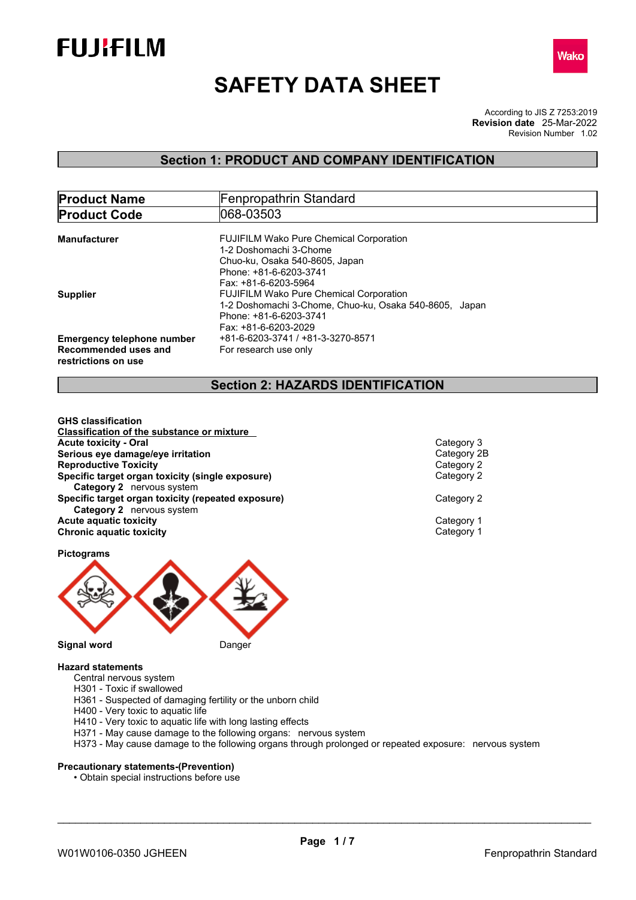FUJIFILM

Wako

# SAFETY DATA SHEET

According to JIS Z 7253:2019
**Revision date** 25-Mar-2022
Revision Number 1.02

## Section 1: PRODUCT AND COMPANY IDENTIFICATION

| **Product Name** | Fenpropathrin Standard |
|---|---|
| **Product Code** | 068-03503 |

**Manufacturer**
FUJIFILM Wako Pure Chemical Corporation
1-2 Doshomachi 3-Chome
Chuo-ku, Osaka 540-8605, Japan
Phone: +81-6-6203-3741
Fax: +81-6-6203-5964

**Supplier**
FUJIFILM Wako Pure Chemical Corporation
1-2 Doshomachi 3-Chome, Chuo-ku, Osaka 540-8605, Japan
Phone: +81-6-6203-3741
Fax: +81-6-6203-2029

**Emergency telephone number** +81-6-6203-3741 / +81-3-3270-8571

**Recommended uses and restrictions on use** For research use only

## Section 2: HAZARDS IDENTIFICATION

**GHS classification**

**Classification of the substance or mixture**

| | |
|---|---|
| **Acute toxicity - Oral** | Category 3 |
| **Serious eye damage/eye irritation** | Category 2B |
| **Reproductive Toxicity** | Category 2 |
| **Specific target organ toxicity (single exposure)** | Category 2 |
| **Category 2** nervous system | |
| **Specific target organ toxicity (repeated exposure)** | Category 2 |
| **Category 2** nervous system | |
| **Acute aquatic toxicity** | Category 1 |
| **Chronic aquatic toxicity** | Category 1 |

**Pictograms**

**Signal word** Danger

**Hazard statements**

Central nervous system
H301 - Toxic if swallowed
H361 - Suspected of damaging fertility or the unborn child
H400 - Very toxic to aquatic life
H410 - Very toxic to aquatic life with long lasting effects
H371 - May cause damage to the following organs: nervous system
H373 - May cause damage to the following organs through prolonged or repeated exposure: nervous system

**Precautionary statements-(Prevention)**

- Obtain special instructions before use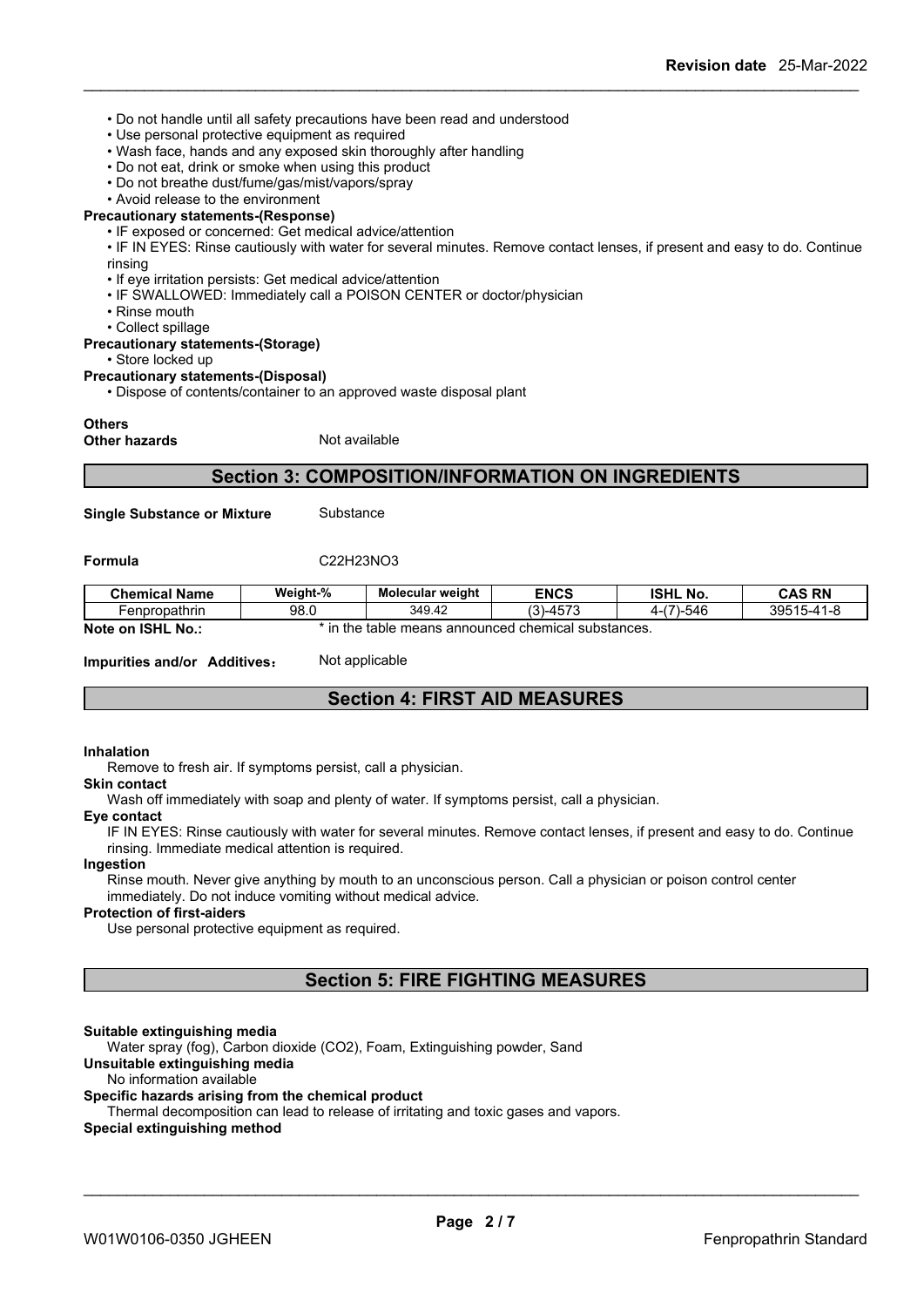- Do not handle until all safety precautions have been read and understood
- Use personal protective equipment as required
- Wash face, hands and any exposed skin thoroughly after handling
- Do not eat, drink or smoke when using this product
- Do not breathe dust/fume/gas/mist/vapors/spray
- Avoid release to the environment

**Precautionary statements-(Response)**

- IF exposed or concerned: Get medical advice/attention
- IF IN EYES: Rinse cautiously with water for several minutes. Remove contact lenses, if present and easy to do. Continue rinsing
- If eye irritation persists: Get medical advice/attention
- IF SWALLOWED: Immediately call a POISON CENTER or doctor/physician
- Rinse mouth
- Collect spillage

**Precautionary statements-(Storage)**

- Store locked up

**Precautionary statements-(Disposal)**

- Dispose of contents/container to an approved waste disposal plant

**Others**

**Other hazards** Not available

## Section 3: COMPOSITION/INFORMATION ON INGREDIENTS

**Single Substance or Mixture** Substance

**Formula** $C_{22}H_{23}NO_3$

| Chemical Name | Weight-% | Molecular weight | ENCS | ISHL No. | CAS RN |
|---|---|---|---|---|---|
| Fenpropathrin | 98.0 | 349.42 | (3)-4573 | 4-(7)-546 | 39515-41-8 |

**Note on ISHL No.:** * in the table means announced chemical substances.

**Impurities and/or Additives:** Not applicable

## Section 4: FIRST AID MEASURES

**Inhalation**

Remove to fresh air. If symptoms persist, call a physician.

**Skin contact**

Wash off immediately with soap and plenty of water. If symptoms persist, call a physician.

**Eye contact**

IF IN EYES: Rinse cautiously with water for several minutes. Remove contact lenses, if present and easy to do. Continue rinsing. Immediate medical attention is required.

**Ingestion**

Rinse mouth. Never give anything by mouth to an unconscious person. Call a physician or poison control center immediately. Do not induce vomiting without medical advice.

**Protection of first-aiders**

Use personal protective equipment as required.

## Section 5: FIRE FIGHTING MEASURES

**Suitable extinguishing media**

Water spray (fog), Carbon dioxide (CO2), Foam, Extinguishing powder, Sand

**Unsuitable extinguishing media**

No information available

**Specific hazards arising from the chemical product**

Thermal decomposition can lead to release of irritating and toxic gases and vapors.

**Special extinguishing method**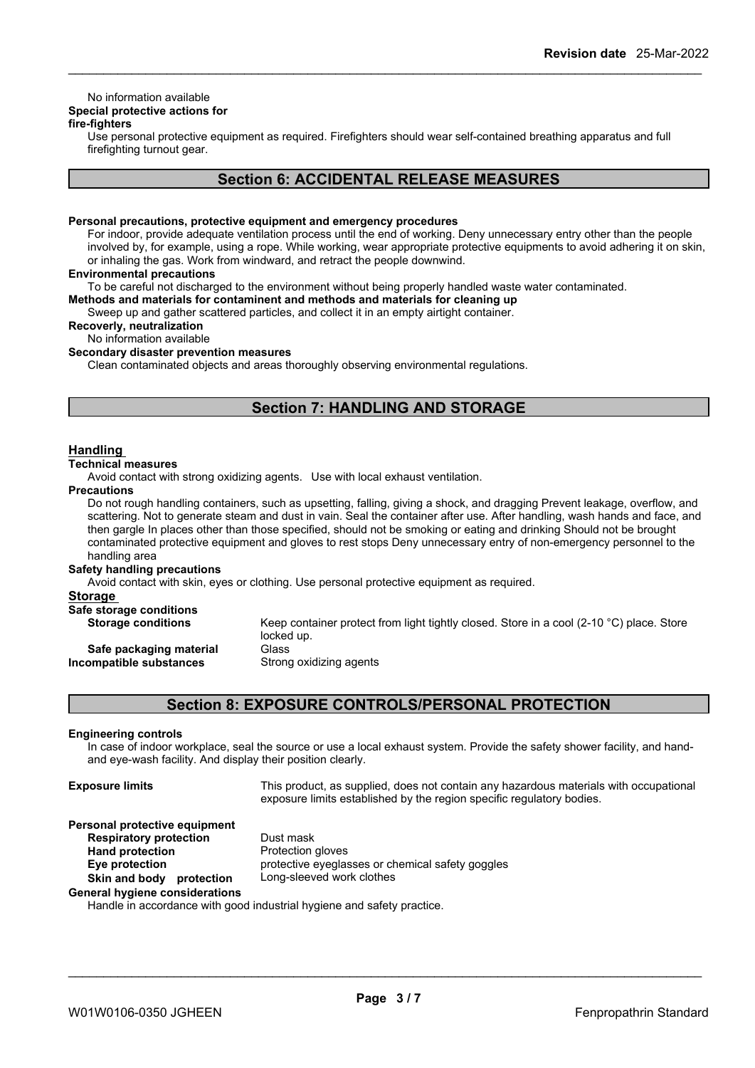No information available

**Special protective actions for fire-fighters**

Use personal protective equipment as required. Firefighters should wear self-contained breathing apparatus and full firefighting turnout gear.

## Section 6: ACCIDENTAL RELEASE MEASURES

**Personal precautions, protective equipment and emergency procedures**

For indoor, provide adequate ventilation process until the end of working. Deny unnecessary entry other than the people involved by, for example, using a rope. While working, wear appropriate protective equipments to avoid adhering it on skin, or inhaling the gas. Work from windward, and retract the people downwind.

**Environmental precautions**

To be careful not discharged to the environment without being properly handled waste water contaminated.

**Methods and materials for contaminent and methods and materials for cleaning up**

Sweep up and gather scattered particles, and collect it in an empty airtight container.

**Recoverly, neutralization**

No information available

**Secondary disaster prevention measures**

Clean contaminated objects and areas thoroughly observing environmental regulations.

## Section 7: HANDLING AND STORAGE

**Handling**

**Technical measures**

Avoid contact with strong oxidizing agents. Use with local exhaust ventilation.

**Precautions**

Do not rough handling containers, such as upsetting, falling, giving a shock, and dragging Prevent leakage, overflow, and scattering. Not to generate steam and dust in vain. Seal the container after use. After handling, wash hands and face, and then gargle In places other than those specified, should not be smoking or eating and drinking Should not be brought contaminated protective equipment and gloves to rest stops Deny unnecessary entry of non-emergency personnel to the handling area

**Safety handling precautions**

Avoid contact with skin, eyes or clothing. Use personal protective equipment as required.

**Storage**

**Safe storage conditions**

| | |
|---|---|
| **Storage conditions** | Keep container protect from light tightly closed. Store in a cool (2-10 °C) place. Store locked up. |
| **Safe packaging material** | Glass |
| **Incompatible substances** | Strong oxidizing agents |

## Section 8: EXPOSURE CONTROLS/PERSONAL PROTECTION

**Engineering controls**

In case of indoor workplace, seal the source or use a local exhaust system. Provide the safety shower facility, and hand- and eye-wash facility. And display their position clearly.

| | |
|---|---|
| **Exposure limits** | This product, as supplied, does not contain any hazardous materials with occupational exposure limits established by the region specific regulatory bodies. |

**Personal protective equipment**

| | |
|---|---|
| **Respiratory protection** | Dust mask |
| **Hand protection** | Protection gloves |
| **Eye protection** | protective eyeglasses or chemical safety goggles |
| **Skin and body protection** | Long-sleeved work clothes |

**General hygiene considerations**

Handle in accordance with good industrial hygiene and safety practice.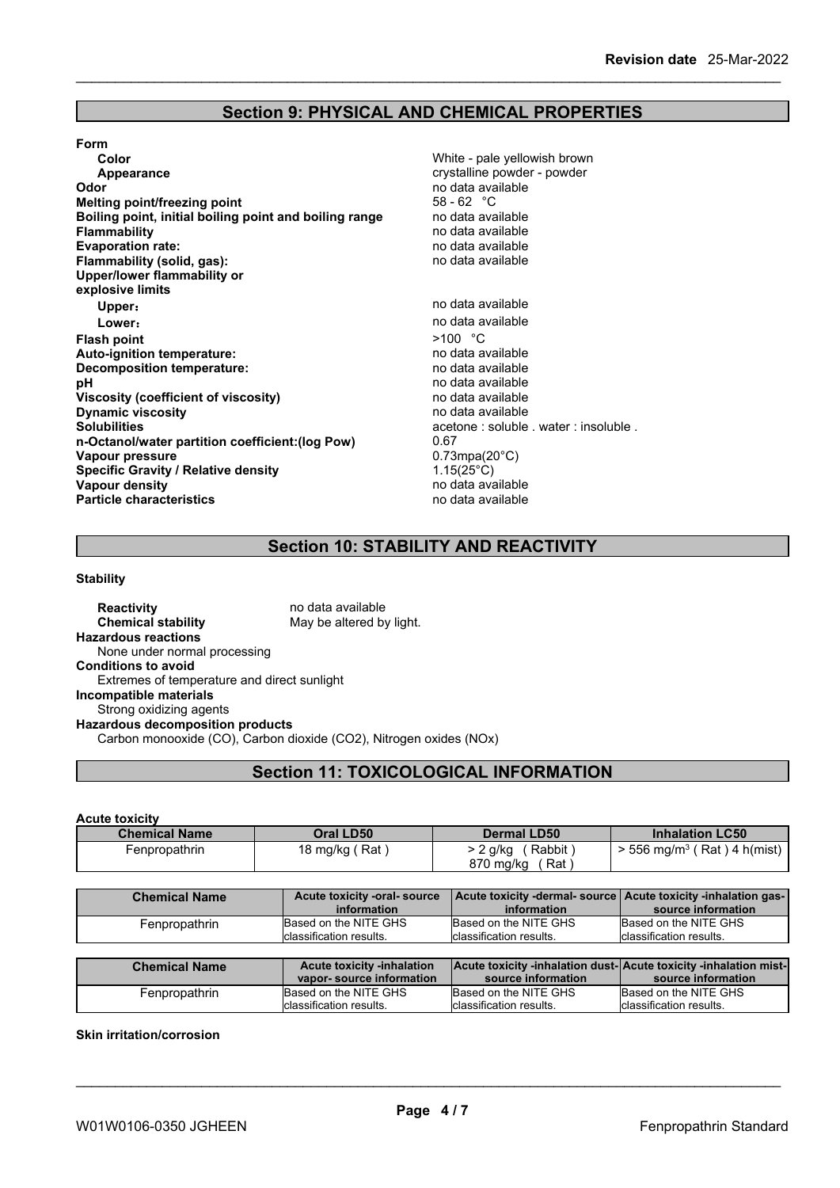## Section 9: PHYSICAL AND CHEMICAL PROPERTIES

**Form**

| | |
|---|---|
| **Color** | White - pale yellowish brown |
| **Appearance** | crystalline powder - powder |
| **Odor** | no data available |
| **Melting point/freezing point** | 58 - 62 °C |
| **Boiling point, initial boiling point and boiling range** | no data available |
| **Flammability** | no data available |
| **Evaporation rate:** | no data available |
| **Flammability (solid, gas):** | no data available |
| **Upper/lower flammability or explosive limits** | |
| **Upper:** | no data available |
| **Lower:** | no data available |
| **Flash point** | >100 °C |
| **Auto-ignition temperature:** | no data available |
| **Decomposition temperature:** | no data available |
| **pH** | no data available |
| **Viscosity (coefficient of viscosity)** | no data available |
| **Dynamic viscosity** | no data available |
| **Solubilities** | acetone : soluble . water : insoluble . |
| **n-Octanol/water partition coefficient:(log Pow)** | 0.67 |
| **Vapour pressure** | 0.73mpa(20°C) |
| **Specific Gravity / Relative density** | 1.15(25°C) |
| **Vapour density** | no data available |
| **Particle characteristics** | no data available |

## Section 10: STABILITY AND REACTIVITY

**Stability**

**Reactivity** no data available
**Chemical stability** May be altered by light.

**Hazardous reactions**
None under normal processing

**Conditions to avoid**
Extremes of temperature and direct sunlight

**Incompatible materials**
Strong oxidizing agents

**Hazardous decomposition products**
Carbon monooxide (CO), Carbon dioxide ($CO_2$), Nitrogen oxides (NOx)

## Section 11: TOXICOLOGICAL INFORMATION

**Acute toxicity**

| Chemical Name | Oral LD50 | Dermal LD50 | Inhalation LC50 |
|---|---|---|---|
| Fenpropathrin | 18 mg/kg ( Rat ) | > 2 g/kg ( Rabbit )<br>870 mg/kg ( Rat ) | > 556 mg/m$^3$ ( Rat ) 4 h(mist) |

| Chemical Name | Acute toxicity -oral- source information | Acute toxicity -dermal- source information | Acute toxicity -inhalation gas- source information |
|---|---|---|---|
| Fenpropathrin | Based on the NITE GHS classification results. | Based on the NITE GHS classification results. | Based on the NITE GHS classification results. |

| Chemical Name | Acute toxicity -inhalation vapor- source information | Acute toxicity -inhalation dust- source information | Acute toxicity -inhalation mist- source information |
|---|---|---|---|
| Fenpropathrin | Based on the NITE GHS classification results. | Based on the NITE GHS classification results. | Based on the NITE GHS classification results. |

**Skin irritation/corrosion**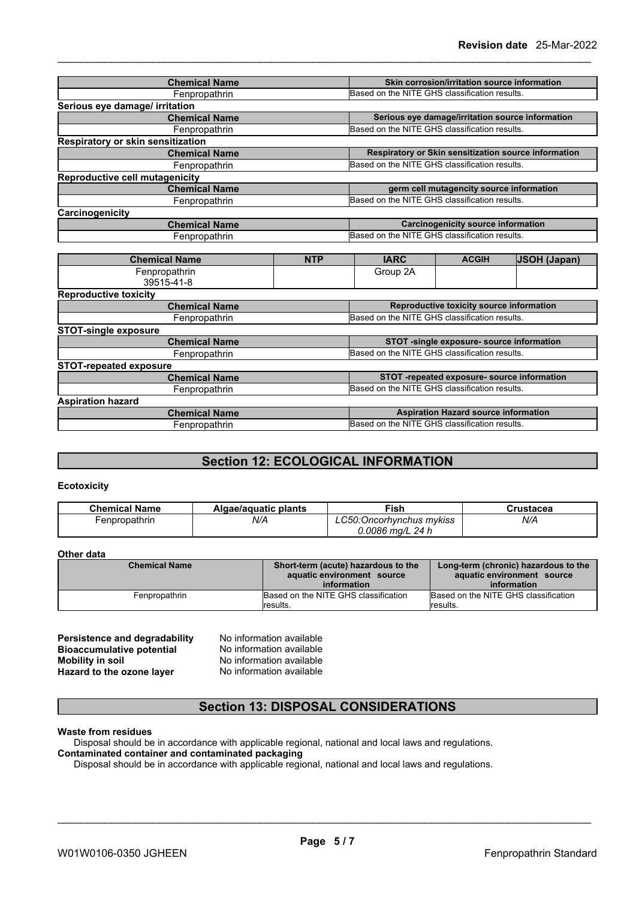| Chemical Name | Skin corrosion/irritation source information |
| --- | --- |
| Fenpropathrin | Based on the NITE GHS classification results. |

**Serious eye damage/ irritation**

| Chemical Name | Serious eye damage/irritation source information |
| --- | --- |
| Fenpropathrin | Based on the NITE GHS classification results. |

**Respiratory or skin sensitization**

| Chemical Name | Respiratory or Skin sensitization source information |
| --- | --- |
| Fenpropathrin | Based on the NITE GHS classification results. |

**Reproductive cell mutagenicity**

| Chemical Name | germ cell mutagencity source information |
| --- | --- |
| Fenpropathrin | Based on the NITE GHS classification results. |

**Carcinogenicity**

| Chemical Name | Carcinogenicity source information |
| --- | --- |
| Fenpropathrin | Based on the NITE GHS classification results. |

| Chemical Name | NTP | IARC | ACGIH | JSOH (Japan) |
| --- | --- | --- | --- | --- |
| Fenpropathrin 39515-41-8 | | Group 2A | | |

**Reproductive toxicity**

| Chemical Name | Reproductive toxicity source information |
| --- | --- |
| Fenpropathrin | Based on the NITE GHS classification results. |

**STOT-single exposure**

| Chemical Name | STOT -single exposure- source information |
| --- | --- |
| Fenpropathrin | Based on the NITE GHS classification results. |

**STOT-repeated exposure**

| Chemical Name | STOT -repeated exposure- source information |
| --- | --- |
| Fenpropathrin | Based on the NITE GHS classification results. |

**Aspiration hazard**

| Chemical Name | Aspiration Hazard source information |
| --- | --- |
| Fenpropathrin | Based on the NITE GHS classification results. |

## Section 12: ECOLOGICAL INFORMATION

**Ecotoxicity**

| Chemical Name | Algae/aquatic plants | Fish | Crustacea |
| --- | --- | --- | --- |
| Fenpropathrin | *N/A* | *LC50:Oncorhynchus mykiss 0.0086 mg/L 24 h* | *N/A* |

**Other data**

| Chemical Name | Short-term (acute) hazardous to the aquatic environment source information | Long-term (chronic) hazardous to the aquatic environment source information |
| --- | --- | --- |
| Fenpropathrin | Based on the NITE GHS classification results. | Based on the NITE GHS classification results. |

**Persistence and degradability** No information available
**Bioaccumulative potential** No information available
**Mobility in soil** No information available
**Hazard to the ozone layer** No information available

## Section 13: DISPOSAL CONSIDERATIONS

**Waste from residues**
Disposal should be in accordance with applicable regional, national and local laws and regulations.
**Contaminated container and contaminated packaging**
Disposal should be in accordance with applicable regional, national and local laws and regulations.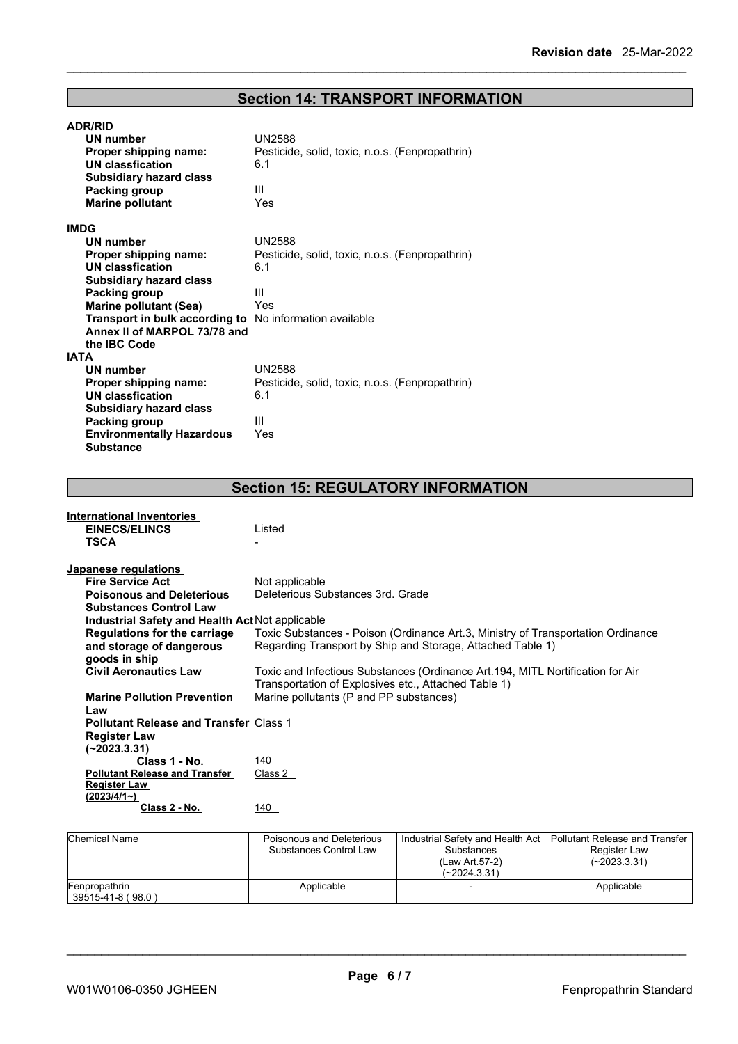## Section 14: TRANSPORT INFORMATION

**ADR/RID**

| | |
|---|---|
| **UN number** | UN2588 |
| **Proper shipping name:** | Pesticide, solid, toxic, n.o.s. (Fenpropathrin) |
| **UN classfication** | 6.1 |
| **Subsidiary hazard class** | |
| **Packing group** | III |
| **Marine pollutant** | Yes |

**IMDG**

| | |
|---|---|
| **UN number** | UN2588 |
| **Proper shipping name:** | Pesticide, solid, toxic, n.o.s. (Fenpropathrin) |
| **UN classfication** | 6.1 |
| **Subsidiary hazard class** | |
| **Packing group** | III |
| **Marine pollutant (Sea)** | Yes |
| **Transport in bulk according to Annex II of MARPOL 73/78 and the IBC Code** | No information available |

**IATA**

| | |
|---|---|
| **UN number** | UN2588 |
| **Proper shipping name:** | Pesticide, solid, toxic, n.o.s. (Fenpropathrin) |
| **UN classfication** | 6.1 |
| **Subsidiary hazard class** | |
| **Packing group** | III |
| **Environmentally Hazardous Substance** | Yes |

## Section 15: REGULATORY INFORMATION

**International Inventories**

| | |
|---|---|
| **EINECS/ELINCS** | Listed |
| **TSCA** | - |

**Japanese regulations**

| | |
|---|---|
| **Fire Service Act** | Not applicable |
| **Poisonous and Deleterious Substances Control Law** | Deleterious Substances 3rd. Grade |
| **Industrial Safety and Health Act** | Not applicable |
| **Regulations for the carriage and storage of dangerous goods in ship** | Toxic Substances - Poison (Ordinance Art.3, Ministry of Transportation Ordinance Regarding Transport by Ship and Storage, Attached Table 1) |
| **Civil Aeronautics Law** | Toxic and Infectious Substances (Ordinance Art.194, MITL Notification for Air Transportation of Explosives etc., Attached Table 1) |
| **Marine Pollution Prevention Law** | Marine pollutants (P and PP substances) |
| **Pollutant Release and Transfer Register Law (~2023.3.31)** | Class 1 |
| **Class 1 - No.** | 140 |
| **Pollutant Release and Transfer Register Law (2023/4/1~)** | Class 2 |
| **Class 2 - No.** | 140 |

| Chemical Name | Poisonous and Deleterious Substances Control Law | Industrial Safety and Health Act Substances (Law Art.57-2) (~2024.3.31) | Pollutant Release and Transfer Register Law (~2023.3.31) |
|---|---|---|---|
| Fenpropathrin 39515-41-8 ( 98.0 ) | Applicable | - | Applicable |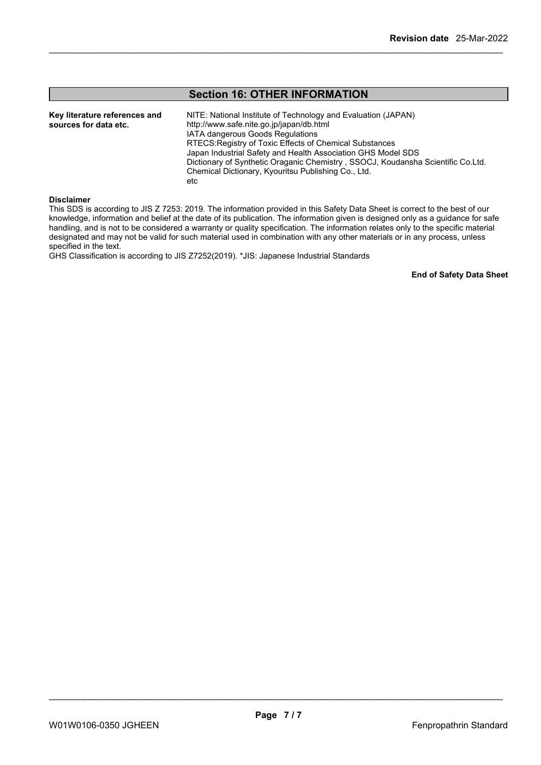## Section 16: OTHER INFORMATION

**Key literature references and sources for data etc.**

NITE: National Institute of Technology and Evaluation (JAPAN)
http://www.safe.nite.go.jp/japan/db.html
IATA dangerous Goods Regulations
RTECS:Registry of Toxic Effects of Chemical Substances
Japan Industrial Safety and Health Association GHS Model SDS
Dictionary of Synthetic Oraganic Chemistry , SSOCJ, Koudansha Scientific Co.Ltd.
Chemical Dictionary, Kyouritsu Publishing Co., Ltd.
etc

**Disclaimer**

This SDS is according to JIS Z 7253: 2019. The information provided in this Safety Data Sheet is correct to the best of our knowledge, information and belief at the date of its publication. The information given is designed only as a guidance for safe handling, and is not to be considered a warranty or quality specification. The information relates only to the specific material designated and may not be valid for such material used in combination with any other materials or in any process, unless specified in the text.

GHS Classification is according to JIS Z7252(2019). *JIS: Japanese Industrial Standards

**End of Safety Data Sheet**